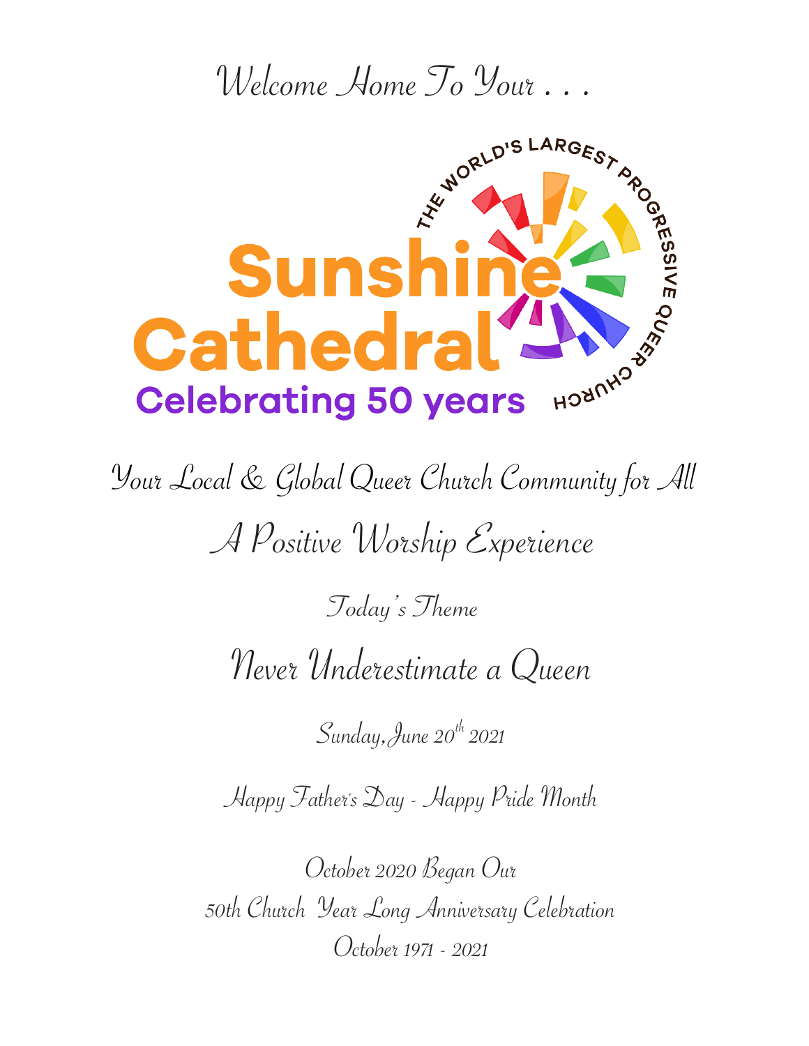# Welcome Home To Your . . .

THE WORLD'S LARGEST PROGRESSIVE QUEER CHURCH

**Sunshine Cathedral**

**Celebrating 50 years**

## Your Local & Global Queer Church Community for All

## A Positive Worship Experience

### Today's Theme

## Never Underestimate a Queen

*Sunday, June 20th 2021*

*Happy Father's Day - Happy Pride Month*

*October 2020 Began Our*
*50th Church Year Long Anniversary Celebration*
*October 1971 - 2021*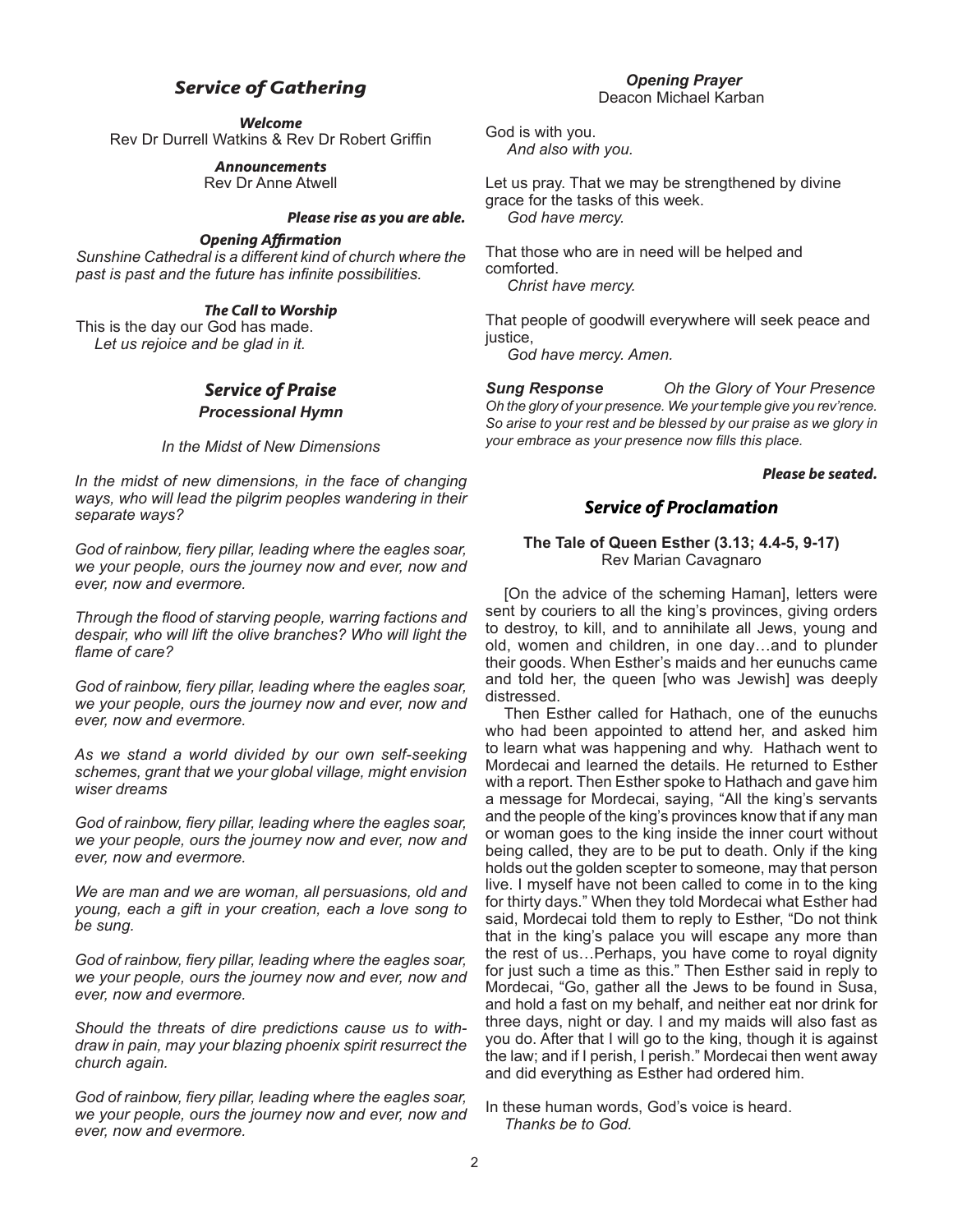## *Service of Gathering*

***Welcome***
Rev Dr Durrell Watkins & Rev Dr Robert Griffin

***Announcements***
Rev Dr Anne Atwell

***Please rise as you are able.***

***Opening Affirmation***
*Sunshine Cathedral is a different kind of church where the past is past and the future has infinite possibilities.*

***The Call to Worship***
This is the day our God has made.
*Let us rejoice and be glad in it.*

## *Service of Praise*

***Processional Hymn***

*In the Midst of New Dimensions*

*In the midst of new dimensions, in the face of changing ways, who will lead the pilgrim peoples wandering in their separate ways?*

*God of rainbow, fiery pillar, leading where the eagles soar, we your people, ours the journey now and ever, now and ever, now and evermore.*

*Through the flood of starving people, warring factions and despair, who will lift the olive branches? Who will light the flame of care?*

*God of rainbow, fiery pillar, leading where the eagles soar, we your people, ours the journey now and ever, now and ever, now and evermore.*

*As we stand a world divided by our own self-seeking schemes, grant that we your global village, might envision wiser dreams*

*God of rainbow, fiery pillar, leading where the eagles soar, we your people, ours the journey now and ever, now and ever, now and evermore.*

*We are man and we are woman, all persuasions, old and young, each a gift in your creation, each a love song to be sung.*

*God of rainbow, fiery pillar, leading where the eagles soar, we your people, ours the journey now and ever, now and ever, now and evermore.*

*Should the threats of dire predictions cause us to with-draw in pain, may your blazing phoenix spirit resurrect the church again.*

*God of rainbow, fiery pillar, leading where the eagles soar, we your people, ours the journey now and ever, now and ever, now and evermore.*

***Opening Prayer***
Deacon Michael Karban

God is with you.
*And also with you.*

Let us pray. That we may be strengthened by divine grace for the tasks of this week.
*God have mercy.*

That those who are in need will be helped and comforted.
*Christ have mercy.*

That people of goodwill everywhere will seek peace and justice,
*God have mercy. Amen.*

***Sung Response*** *Oh the Glory of Your Presence*
*Oh the glory of your presence. We your temple give you rev'rence. So arise to your rest and be blessed by our praise as we glory in your embrace as your presence now fills this place.*

***Please be seated.***

## *Service of Proclamation*

**The Tale of Queen Esther (3.13; 4.4-5, 9-17)**
Rev Marian Cavagnaro

[On the advice of the scheming Haman], letters were sent by couriers to all the king's provinces, giving orders to destroy, to kill, and to annihilate all Jews, young and old, women and children, in one day…and to plunder their goods. When Esther's maids and her eunuchs came and told her, the queen [who was Jewish] was deeply distressed.

Then Esther called for Hathach, one of the eunuchs who had been appointed to attend her, and asked him to learn what was happening and why. Hathach went to Mordecai and learned the details. He returned to Esther with a report. Then Esther spoke to Hathach and gave him a message for Mordecai, saying, "All the king's servants and the people of the king's provinces know that if any man or woman goes to the king inside the inner court without being called, they are to be put to death. Only if the king holds out the golden scepter to someone, may that person live. I myself have not been called to come in to the king for thirty days." When they told Mordecai what Esther had said, Mordecai told them to reply to Esther, "Do not think that in the king's palace you will escape any more than the rest of us…Perhaps, you have come to royal dignity for just such a time as this." Then Esther said in reply to Mordecai, "Go, gather all the Jews to be found in Susa, and hold a fast on my behalf, and neither eat nor drink for three days, night or day. I and my maids will also fast as you do. After that I will go to the king, though it is against the law; and if I perish, I perish." Mordecai then went away and did everything as Esther had ordered him.

In these human words, God's voice is heard.
*Thanks be to God.*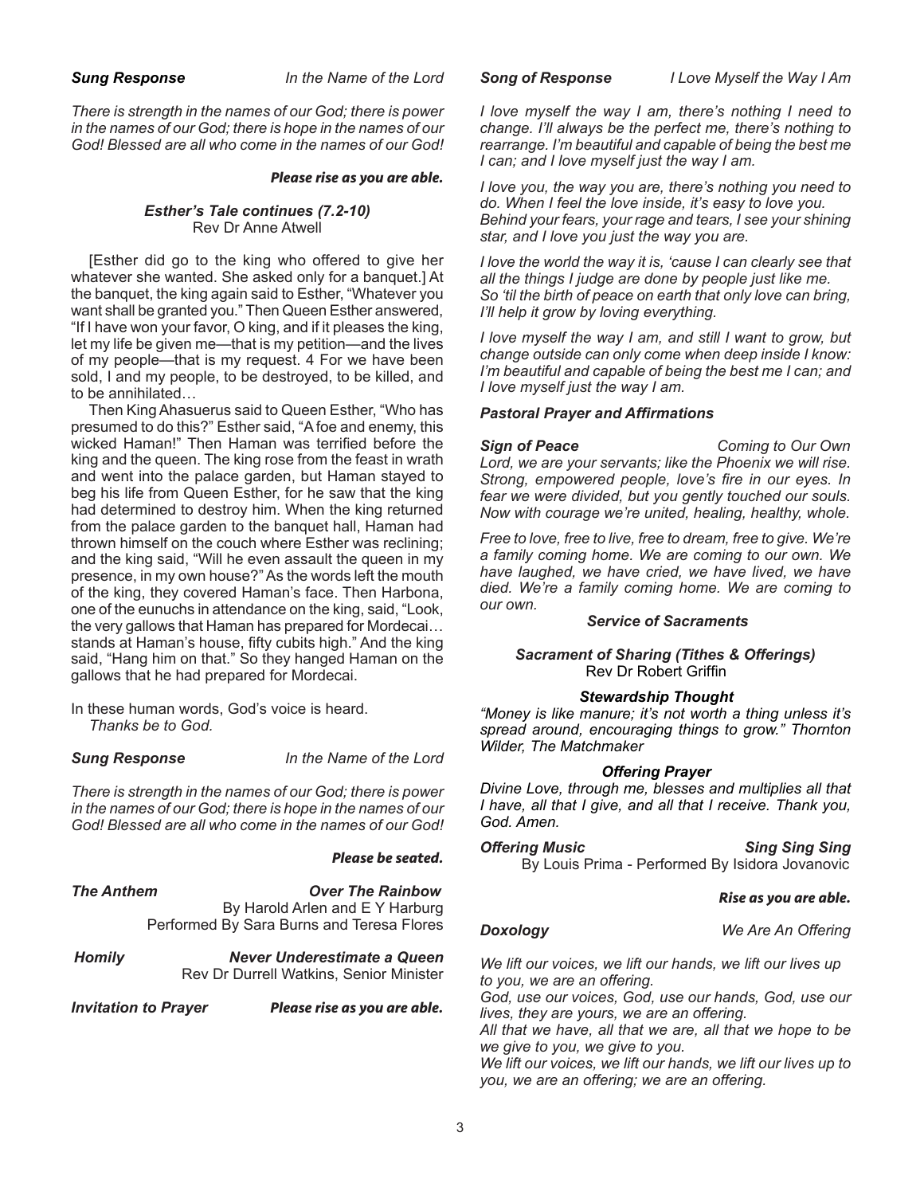**Sung Response** *In the Name of the Lord*

*There is strength in the names of our God; there is power in the names of our God; there is hope in the names of our God! Blessed are all who come in the names of our God!*

***Please rise as you are able.***

### *Esther's Tale continues (7.2-10)*
Rev Dr Anne Atwell

[Esther did go to the king who offered to give her whatever she wanted. She asked only for a banquet.] At the banquet, the king again said to Esther, "Whatever you want shall be granted you." Then Queen Esther answered, "If I have won your favor, O king, and if it pleases the king, let my life be given me—that is my petition—and the lives of my people—that is my request. 4 For we have been sold, I and my people, to be destroyed, to be killed, and to be annihilated…

Then King Ahasuerus said to Queen Esther, "Who has presumed to do this?" Esther said, "A foe and enemy, this wicked Haman!" Then Haman was terrified before the king and the queen. The king rose from the feast in wrath and went into the palace garden, but Haman stayed to beg his life from Queen Esther, for he saw that the king had determined to destroy him. When the king returned from the palace garden to the banquet hall, Haman had thrown himself on the couch where Esther was reclining; and the king said, "Will he even assault the queen in my presence, in my own house?" As the words left the mouth of the king, they covered Haman's face. Then Harbona, one of the eunuchs in attendance on the king, said, "Look, the very gallows that Haman has prepared for Mordecai… stands at Haman's house, fifty cubits high." And the king said, "Hang him on that." So they hanged Haman on the gallows that he had prepared for Mordecai.

In these human words, God's voice is heard.
*Thanks be to God.*

**Sung Response** *In the Name of the Lord*

*There is strength in the names of our God; there is power in the names of our God; there is hope in the names of our God! Blessed are all who come in the names of our God!*

***Please be seated.***

***The Anthem*** ***Over The Rainbow***
By Harold Arlen and E Y Harburg
Performed By Sara Burns and Teresa Flores

***Homily*** ***Never Underestimate a Queen***
Rev Dr Durrell Watkins, Senior Minister

***Invitation to Prayer*** ***Please rise as you are able.***

***Song of Response*** *I Love Myself the Way I Am*

*I love myself the way I am, there's nothing I need to change. I'll always be the perfect me, there's nothing to rearrange. I'm beautiful and capable of being the best me I can; and I love myself just the way I am.*

*I love you, the way you are, there's nothing you need to do. When I feel the love inside, it's easy to love you. Behind your fears, your rage and tears, I see your shining star, and I love you just the way you are.*

*I love the world the way it is, 'cause I can clearly see that all the things I judge are done by people just like me. So 'til the birth of peace on earth that only love can bring, I'll help it grow by loving everything.*

*I love myself the way I am, and still I want to grow, but change outside can only come when deep inside I know: I'm beautiful and capable of being the best me I can; and I love myself just the way I am.*

***Pastoral Prayer and Affirmations***

***Sign of Peace*** *Coming to Our Own*
*Lord, we are your servants; like the Phoenix we will rise. Strong, empowered people, love's fire in our eyes. In fear we were divided, but you gently touched our souls. Now with courage we're united, healing, healthy, whole.*

*Free to love, free to live, free to dream, free to give. We're a family coming home. We are coming to our own. We have laughed, we have cried, we have lived, we have died. We're a family coming home. We are coming to our own.*

### *Service of Sacraments*

### *Sacrament of Sharing (Tithes & Offerings)*
Rev Dr Robert Griffin

#### *Stewardship Thought*
*"Money is like manure; it's not worth a thing unless it's spread around, encouraging things to grow." Thornton Wilder, The Matchmaker*

#### *Offering Prayer*
*Divine Love, through me, blesses and multiplies all that I have, all that I give, and all that I receive. Thank you, God. Amen.*

***Offering Music*** ***Sing Sing Sing***
By Louis Prima - Performed By Isidora Jovanovic

***Rise as you are able.***

***Doxology*** *We Are An Offering*

*We lift our voices, we lift our hands, we lift our lives up to you, we are an offering.*
*God, use our voices, God, use our hands, God, use our lives, they are yours, we are an offering.*
*All that we have, all that we are, all that we hope to be we give to you, we give to you.*
*We lift our voices, we lift our hands, we lift our lives up to you, we are an offering; we are an offering.*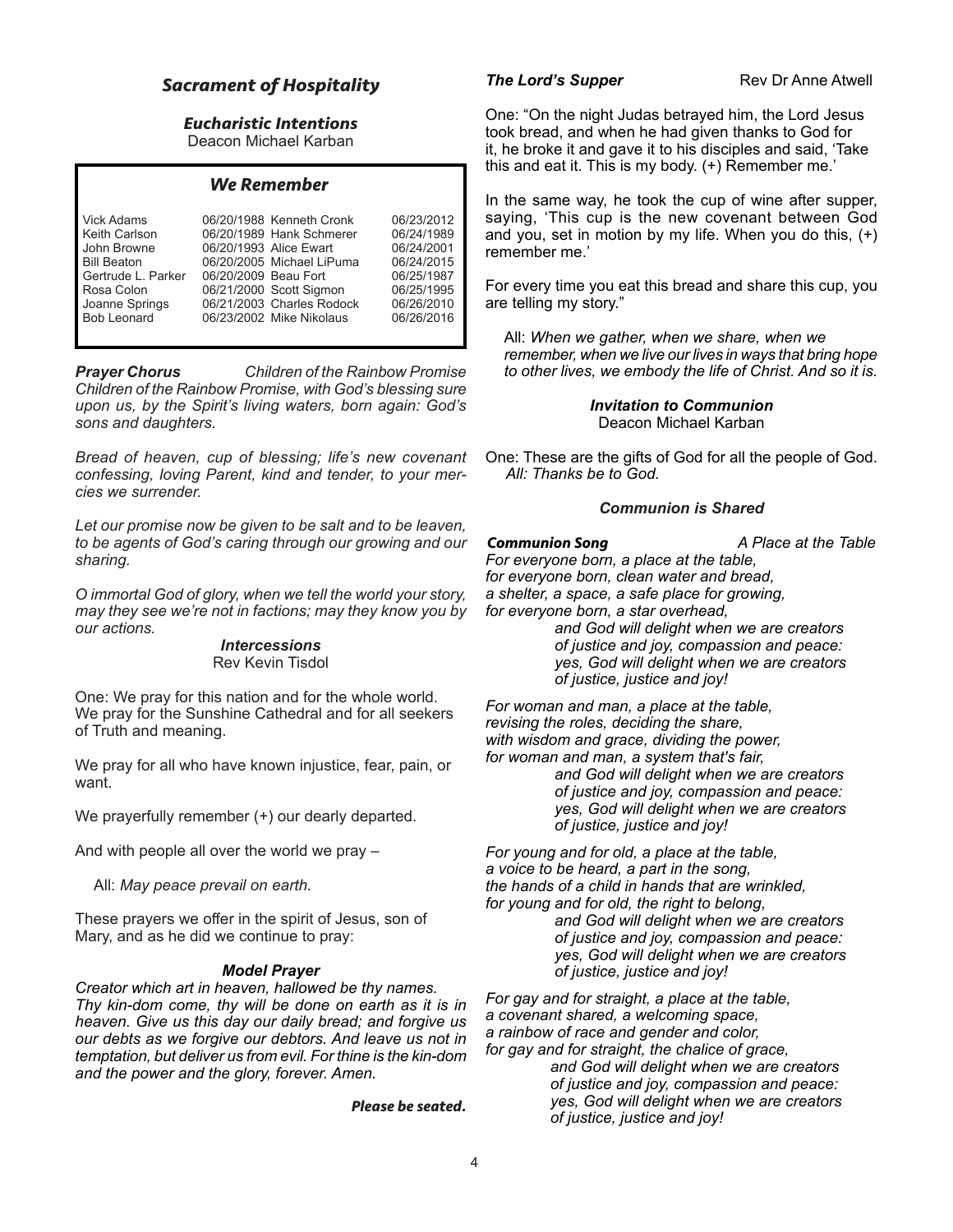## *Sacrament of Hospitality*

### *Eucharistic Intentions*

Deacon Michael Karban

### *We Remember*

| Name | Date | Name | Date |
|---|---|---|---|
| Vick Adams | 06/20/1988 | Kenneth Cronk | 06/23/2012 |
| Keith Carlson | 06/20/1989 | Hank Schmerer | 06/24/1989 |
| John Browne | 06/20/1993 | Alice Ewart | 06/24/2001 |
| Bill Beaton | 06/20/2005 | Michael LiPuma | 06/24/2015 |
| Gertrude L. Parker | 06/20/2009 | Beau Fort | 06/25/1987 |
| Rosa Colon | 06/21/2000 | Scott Sigmon | 06/25/1995 |
| Joanne Springs | 06/21/2003 | Charles Rodock | 06/26/2010 |
| Bob Leonard | 06/23/2002 | Mike Nikolaus | 06/26/2016 |

***Prayer Chorus*** *Children of the Rainbow Promise*

*Children of the Rainbow Promise, with God's blessing sure upon us, by the Spirit's living waters, born again: God's sons and daughters.*

*Bread of heaven, cup of blessing; life's new covenant confessing, loving Parent, kind and tender, to your mercies we surrender.*

*Let our promise now be given to be salt and to be leaven, to be agents of God's caring through our growing and our sharing.*

*O immortal God of glory, when we tell the world your story, may they see we're not in factions; may they know you by our actions.*

### *Intercessions*

Rev Kevin Tisdol

One: We pray for this nation and for the whole world. We pray for the Sunshine Cathedral and for all seekers of Truth and meaning.

We pray for all who have known injustice, fear, pain, or want.

We prayerfully remember (+) our dearly departed.

And with people all over the world we pray –

All: *May peace prevail on earth.*

These prayers we offer in the spirit of Jesus, son of Mary, and as he did we continue to pray:

### *Model Prayer*

*Creator which art in heaven, hallowed be thy names. Thy kin-dom come, thy will be done on earth as it is in heaven. Give us this day our daily bread; and forgive us our debts as we forgive our debtors. And leave us not in temptation, but deliver us from evil. For thine is the kin-dom and the power and the glory, forever. Amen.*

***Please be seated.***

***The Lord's Supper*** Rev Dr Anne Atwell

One: "On the night Judas betrayed him, the Lord Jesus took bread, and when he had given thanks to God for it, he broke it and gave it to his disciples and said, 'Take this and eat it. This is my body. (+) Remember me.'

In the same way, he took the cup of wine after supper, saying, 'This cup is the new covenant between God and you, set in motion by my life. When you do this, (+) remember me.'

For every time you eat this bread and share this cup, you are telling my story."

All: *When we gather, when we share, when we remember, when we live our lives in ways that bring hope to other lives, we embody the life of Christ. And so it is.*

### *Invitation to Communion*

Deacon Michael Karban

One: These are the gifts of God for all the people of God.
*All: Thanks be to God.*

### *Communion is Shared*

***Communion Song*** *A Place at the Table*

*For everyone born, a place at the table,*
*for everyone born, clean water and bread,*
*a shelter, a space, a safe place for growing,*
*for everyone born, a star overhead,*
*and God will delight when we are creators*
*of justice and joy, compassion and peace:*
*yes, God will delight when we are creators*
*of justice, justice and joy!*

*For woman and man, a place at the table,*
*revising the roles, deciding the share,*
*with wisdom and grace, dividing the power,*
*for woman and man, a system that's fair,*
*and God will delight when we are creators*
*of justice and joy, compassion and peace:*
*yes, God will delight when we are creators*
*of justice, justice and joy!*

*For young and for old, a place at the table,*
*a voice to be heard, a part in the song,*
*the hands of a child in hands that are wrinkled,*
*for young and for old, the right to belong,*
*and God will delight when we are creators*
*of justice and joy, compassion and peace:*
*yes, God will delight when we are creators*
*of justice, justice and joy!*

*For gay and for straight, a place at the table,*
*a covenant shared, a welcoming space,*
*a rainbow of race and gender and color,*
*for gay and for straight, the chalice of grace,*
*and God will delight when we are creators*
*of justice and joy, compassion and peace:*
*yes, God will delight when we are creators*
*of justice, justice and joy!*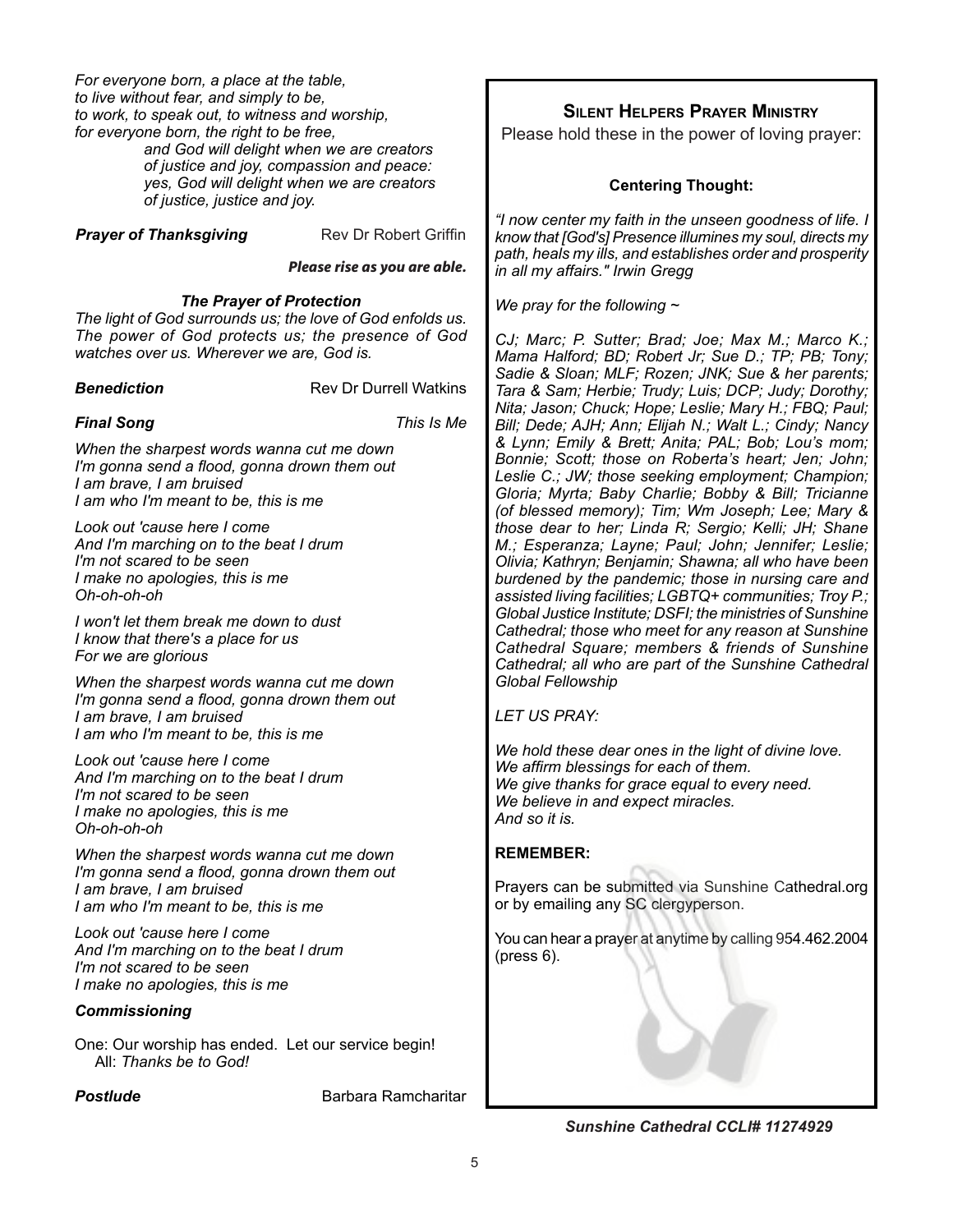*For everyone born, a place at the table,*
*to live without fear, and simply to be,*
*to work, to speak out, to witness and worship,*
*for everyone born, the right to be free,*
*and God will delight when we are creators*
*of justice and joy, compassion and peace:*
*yes, God will delight when we are creators*
*of justice, justice and joy.*

***Prayer of Thanksgiving*** Rev Dr Robert Griffin

***Please rise as you are able.***

***The Prayer of Protection***

*The light of God surrounds us; the love of God enfolds us. The power of God protects us; the presence of God watches over us. Wherever we are, God is.*

***Benediction*** Rev Dr Durrell Watkins

***Final Song*** *This Is Me*

*When the sharpest words wanna cut me down*
*I'm gonna send a flood, gonna drown them out*
*I am brave, I am bruised*
*I am who I'm meant to be, this is me*

*Look out 'cause here I come*
*And I'm marching on to the beat I drum*
*I'm not scared to be seen*
*I make no apologies, this is me*
*Oh-oh-oh-oh*

*I won't let them break me down to dust*
*I know that there's a place for us*
*For we are glorious*

*When the sharpest words wanna cut me down*
*I'm gonna send a flood, gonna drown them out*
*I am brave, I am bruised*
*I am who I'm meant to be, this is me*

*Look out 'cause here I come*
*And I'm marching on to the beat I drum*
*I'm not scared to be seen*
*I make no apologies, this is me*
*Oh-oh-oh-oh*

*When the sharpest words wanna cut me down*
*I'm gonna send a flood, gonna drown them out*
*I am brave, I am bruised*
*I am who I'm meant to be, this is me*

*Look out 'cause here I come*
*And I'm marching on to the beat I drum*
*I'm not scared to be seen*
*I make no apologies, this is me*

***Commissioning***

One: Our worship has ended. Let our service begin!
All: *Thanks be to God!*

***Postlude*** Barbara Ramcharitar

## Silent Helpers Prayer Ministry

Please hold these in the power of loving prayer:

**Centering Thought:**

*"I now center my faith in the unseen goodness of life. I know that [God's] Presence illumines my soul, directs my path, heals my ills, and establishes order and prosperity in all my affairs." Irwin Gregg*

*We pray for the following ~*

*CJ; Marc; P. Sutter; Brad; Joe; Max M.; Marco K.; Mama Halford; BD; Robert Jr; Sue D.; TP; PB; Tony; Sadie & Sloan; MLF; Rozen; JNK; Sue & her parents; Tara & Sam; Herbie; Trudy; Luis; DCP; Judy; Dorothy; Nita; Jason; Chuck; Hope; Leslie; Mary H.; FBQ; Paul; Bill; Dede; AJH; Ann; Elijah N.; Walt L.; Cindy; Nancy & Lynn; Emily & Brett; Anita; PAL; Bob; Lou's mom; Bonnie; Scott; those on Roberta's heart; Jen; John; Leslie C.; JW; those seeking employment; Champion; Gloria; Myrta; Baby Charlie; Bobby & Bill; Tricianne (of blessed memory); Tim; Wm Joseph; Lee; Mary & those dear to her; Linda R; Sergio; Kelli; JH; Shane M.; Esperanza; Layne; Paul; John; Jennifer; Leslie; Olivia; Kathryn; Benjamin; Shawna; all who have been burdened by the pandemic; those in nursing care and assisted living facilities; LGBTQ+ communities; Troy P.; Global Justice Institute; DSFI; the ministries of Sunshine Cathedral; those who meet for any reason at Sunshine Cathedral Square; members & friends of Sunshine Cathedral; all who are part of the Sunshine Cathedral Global Fellowship*

*LET US PRAY:*

*We hold these dear ones in the light of divine love.*
*We affirm blessings for each of them.*
*We give thanks for grace equal to every need.*
*We believe in and expect miracles.*
*And so it is.*

**REMEMBER:**

Prayers can be submitted via Sunshine Cathedral.org or by emailing any SC clergyperson.

You can hear a prayer at anytime by calling 954.462.2004 (press 6).

***Sunshine Cathedral CCLI# 11274929***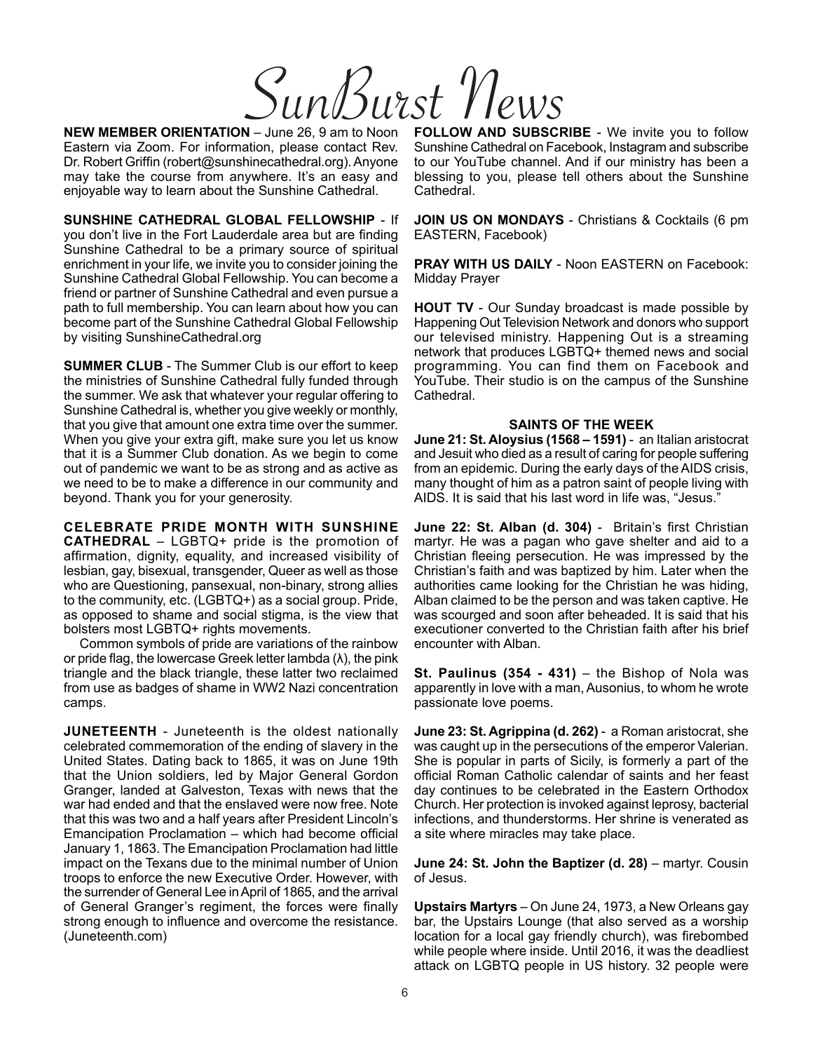// SunBurst News

**NEW MEMBER ORIENTATION** – June 26, 9 am to Noon Eastern via Zoom. For information, please contact Rev. Dr. Robert Griffin (robert@sunshinecathedral.org). Anyone may take the course from anywhere. It's an easy and enjoyable way to learn about the Sunshine Cathedral.

**SUNSHINE CATHEDRAL GLOBAL FELLOWSHIP** - If you don't live in the Fort Lauderdale area but are finding Sunshine Cathedral to be a primary source of spiritual enrichment in your life, we invite you to consider joining the Sunshine Cathedral Global Fellowship. You can become a friend or partner of Sunshine Cathedral and even pursue a path to full membership. You can learn about how you can become part of the Sunshine Cathedral Global Fellowship by visiting SunshineCathedral.org

**SUMMER CLUB** - The Summer Club is our effort to keep the ministries of Sunshine Cathedral fully funded through the summer. We ask that whatever your regular offering to Sunshine Cathedral is, whether you give weekly or monthly, that you give that amount one extra time over the summer. When you give your extra gift, make sure you let us know that it is a Summer Club donation. As we begin to come out of pandemic we want to be as strong and as active as we need to be to make a difference in our community and beyond. Thank you for your generosity.

**CELEBRATE PRIDE MONTH WITH SUNSHINE CATHEDRAL** – LGBTQ+ pride is the promotion of affirmation, dignity, equality, and increased visibility of lesbian, gay, bisexual, transgender, Queer as well as those who are Questioning, pansexual, non-binary, strong allies to the community, etc. (LGBTQ+) as a social group. Pride, as opposed to shame and social stigma, is the view that bolsters most LGBTQ+ rights movements.

Common symbols of pride are variations of the rainbow or pride flag, the lowercase Greek letter lambda (λ), the pink triangle and the black triangle, these latter two reclaimed from use as badges of shame in WW2 Nazi concentration camps.

**JUNETEENTH** - Juneteenth is the oldest nationally celebrated commemoration of the ending of slavery in the United States. Dating back to 1865, it was on June 19th that the Union soldiers, led by Major General Gordon Granger, landed at Galveston, Texas with news that the war had ended and that the enslaved were now free. Note that this was two and a half years after President Lincoln's Emancipation Proclamation – which had become official January 1, 1863. The Emancipation Proclamation had little impact on the Texans due to the minimal number of Union troops to enforce the new Executive Order. However, with the surrender of General Lee in April of 1865, and the arrival of General Granger's regiment, the forces were finally strong enough to influence and overcome the resistance. (Juneteenth.com)

**FOLLOW AND SUBSCRIBE** - We invite you to follow Sunshine Cathedral on Facebook, Instagram and subscribe to our YouTube channel. And if our ministry has been a blessing to you, please tell others about the Sunshine Cathedral.

**JOIN US ON MONDAYS** - Christians & Cocktails (6 pm EASTERN, Facebook)

**PRAY WITH US DAILY** - Noon EASTERN on Facebook: Midday Prayer

**HOUT TV** - Our Sunday broadcast is made possible by Happening Out Television Network and donors who support our televised ministry. Happening Out is a streaming network that produces LGBTQ+ themed news and social programming. You can find them on Facebook and YouTube. Their studio is on the campus of the Sunshine Cathedral.

**SAINTS OF THE WEEK**

**June 21: St. Aloysius (1568 – 1591)** - an Italian aristocrat and Jesuit who died as a result of caring for people suffering from an epidemic. During the early days of the AIDS crisis, many thought of him as a patron saint of people living with AIDS. It is said that his last word in life was, "Jesus."

**June 22: St. Alban (d. 304)** - Britain's first Christian martyr. He was a pagan who gave shelter and aid to a Christian fleeing persecution. He was impressed by the Christian's faith and was baptized by him. Later when the authorities came looking for the Christian he was hiding, Alban claimed to be the person and was taken captive. He was scourged and soon after beheaded. It is said that his executioner converted to the Christian faith after his brief encounter with Alban.

**St. Paulinus (354 - 431)** – the Bishop of Nola was apparently in love with a man, Ausonius, to whom he wrote passionate love poems.

**June 23: St. Agrippina (d. 262)** - a Roman aristocrat, she was caught up in the persecutions of the emperor Valerian. She is popular in parts of Sicily, is formerly a part of the official Roman Catholic calendar of saints and her feast day continues to be celebrated in the Eastern Orthodox Church. Her protection is invoked against leprosy, bacterial infections, and thunderstorms. Her shrine is venerated as a site where miracles may take place.

**June 24: St. John the Baptizer (d. 28)** – martyr. Cousin of Jesus.

**Upstairs Martyrs** – On June 24, 1973, a New Orleans gay bar, the Upstairs Lounge (that also served as a worship location for a local gay friendly church), was firebombed while people where inside. Until 2016, it was the deadliest attack on LGBTQ people in US history. 32 people were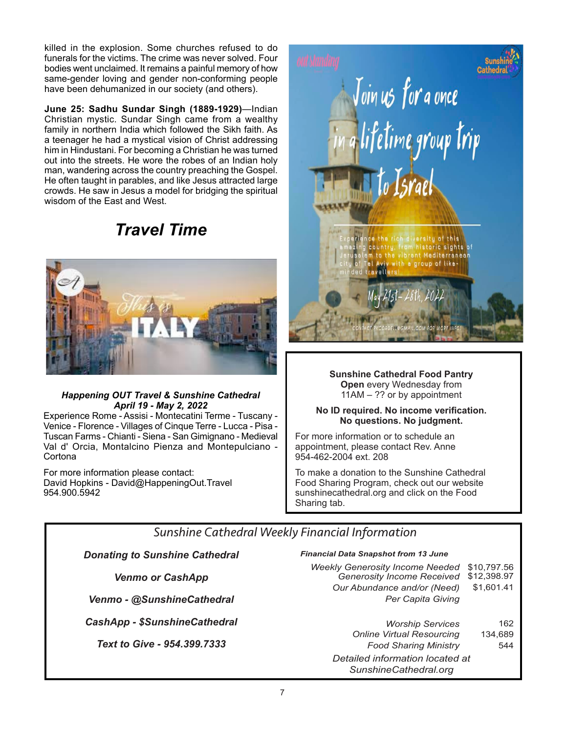killed in the explosion. Some churches refused to do funerals for the victims. The crime was never solved. Four bodies went unclaimed. It remains a painful memory of how same-gender loving and gender non-conforming people have been dehumanized in our society (and others).

**June 25: Sadhu Sundar Singh (1889-1929)**—Indian Christian mystic. Sundar Singh came from a wealthy family in northern India which followed the Sikh faith. As a teenager he had a mystical vision of Christ addressing him in Hindustani. For becoming a Christian he was turned out into the streets. He wore the robes of an Indian holy man, wandering across the country preaching the Gospel. He often taught in parables, and like Jesus attracted large crowds. He saw in Jesus a model for bridging the spiritual wisdom of the East and West.

## *Travel Time*

***Happening OUT Travel & Sunshine Cathedral***
***April 19 - May 2, 2022***

Experience Rome - Assisi - Montecatini Terme - Tuscany - Venice - Florence - Villages of Cinque Terre - Lucca - Pisa - Tuscan Farms - Chianti - Siena - San Gimignano - Medieval Val d' Orcia, Montalcino Pienza and Montepulciano - Cortona

For more information please contact:
David Hopkins - David@HappeningOut.Travel
954.900.5942

Join us for a once in a lifetime group trip to Israel

Experience the rich diversity of this amazing country, from historic sights of Jerusalem to the vibrant Mediterranean city of Tel Aviv with a group of like-minded travellers!

May 21st - 28th, 2022

CONTACT PKCORDELL@GMAIL.COM FOR MORE INFO!

**Sunshine Cathedral Food Pantry**
**Open** every Wednesday from 11AM – ?? or by appointment

**No ID required. No income verification. No questions. No judgment.**

For more information or to schedule an appointment, please contact Rev. Anne 954-462-2004 ext. 208

To make a donation to the Sunshine Cathedral Food Sharing Program, check out our website sunshinecathedral.org and click on the Food Sharing tab.

## *Sunshine Cathedral Weekly Financial Information*

***Donating to Sunshine Cathedral***

***Venmo or CashApp***

***Venmo - @SunshineCathedral***

***CashApp - $SunshineCathedral***

***Text to Give - 954.399.7333***

***Financial Data Snapshot from 13 June***

| | |
|---|---|
| *Weekly Generosity Income Needed* | $10,797.56 |
| *Generosity Income Received* | $12,398.97 |
| *Our Abundance and/or (Need)* | $1,601.41 |
| *Per Capita Giving* | |
| *Worship Services* | 162 |
| *Online Virtual Resourcing* | 134,689 |
| *Food Sharing Ministry* | 544 |

*Detailed information located at SunshineCathedral.org*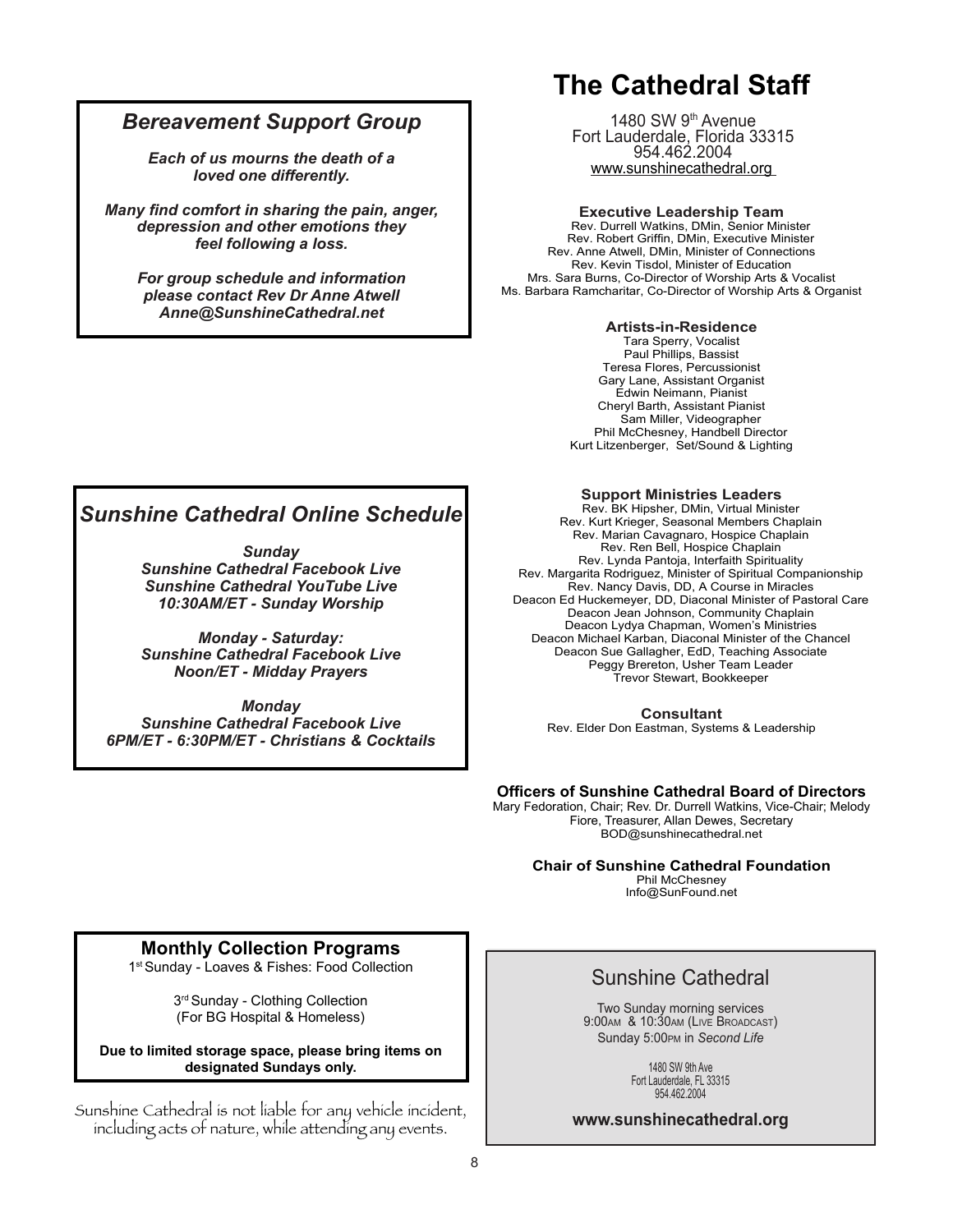## *Bereavement Support Group*

***Each of us mourns the death of a loved one differently.***

***Many find comfort in sharing the pain, anger, depression and other emotions they feel following a loss.***

***For group schedule and information please contact Rev Dr Anne Atwell Anne@SunshineCathedral.net***

## *Sunshine Cathedral Online Schedule*

***Sunday***
***Sunshine Cathedral Facebook Live***
***Sunshine Cathedral YouTube Live***
***10:30AM/ET - Sunday Worship***

***Monday - Saturday:***
***Sunshine Cathedral Facebook Live***
***Noon/ET - Midday Prayers***

***Monday***
***Sunshine Cathedral Facebook Live***
***6PM/ET - 6:30PM/ET - Christians & Cocktails***

### Monthly Collection Programs

1st Sunday - Loaves & Fishes: Food Collection

3rd Sunday - Clothing Collection
(For BG Hospital & Homeless)

**Due to limited storage space, please bring items on designated Sundays only.**

Sunshine Cathedral is not liable for any vehicle incident, including acts of nature, while attending any events.

# The Cathedral Staff

1480 SW 9th Avenue
Fort Lauderdale, Florida 33315
954.462.2004
www.sunshinecathedral.org

**Executive Leadership Team**
Rev. Durrell Watkins, DMin, Senior Minister
Rev. Robert Griffin, DMin, Executive Minister
Rev. Anne Atwell, DMin, Minister of Connections
Rev. Kevin Tisdol, Minister of Education
Mrs. Sara Burns, Co-Director of Worship Arts & Vocalist
Ms. Barbara Ramcharitar, Co-Director of Worship Arts & Organist

**Artists-in-Residence**
Tara Sperry, Vocalist
Paul Phillips, Bassist
Teresa Flores, Percussionist
Gary Lane, Assistant Organist
Edwin Neimann, Pianist
Cheryl Barth, Assistant Pianist
Sam Miller, Videographer
Phil McChesney, Handbell Director
Kurt Litzenberger, Set/Sound & Lighting

**Support Ministries Leaders**
Rev. BK Hipsher, DMin, Virtual Minister
Rev. Kurt Krieger, Seasonal Members Chaplain
Rev. Marian Cavagnaro, Hospice Chaplain
Rev. Ren Bell, Hospice Chaplain
Rev. Lynda Pantoja, Interfaith Spirituality
Rev. Margarita Rodriguez, Minister of Spiritual Companionship
Rev. Nancy Davis, DD, A Course in Miracles
Deacon Ed Huckemeyer, DD, Diaconal Minister of Pastoral Care
Deacon Jean Johnson, Community Chaplain
Deacon Lydya Chapman, Women's Ministries
Deacon Michael Karban, Diaconal Minister of the Chancel
Deacon Sue Gallagher, EdD, Teaching Associate
Peggy Brereton, Usher Team Leader
Trevor Stewart, Bookkeeper

**Consultant**
Rev. Elder Don Eastman, Systems & Leadership

**Officers of Sunshine Cathedral Board of Directors**
Mary Fedoration, Chair; Rev. Dr. Durrell Watkins, Vice-Chair; Melody Fiore, Treasurer, Allan Dewes, Secretary
BOD@sunshinecathedral.net

**Chair of Sunshine Cathedral Foundation**
Phil McChesney
Info@SunFound.net

## Sunshine Cathedral

Two Sunday morning services
9:00AM & 10:30AM (LIVE BROADCAST)
Sunday 5:00PM in *Second Life*

1480 SW 9th Ave
Fort Lauderdale, FL 33315
954.462.2004

**www.sunshinecathedral.org**